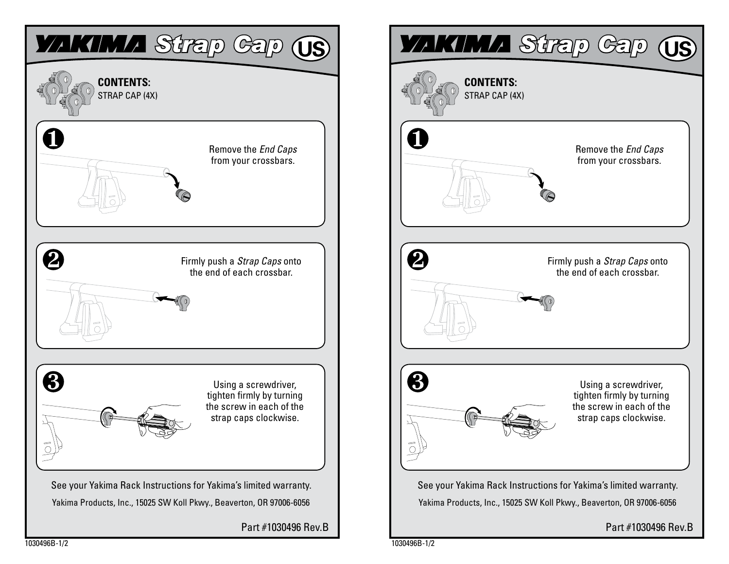# YAKIMA Strap Cap US

**CONTENTS:**
STRAP CAP (4X)

**1** Remove the *End Caps* from your crossbars.

**2** Firmly push a *Strap Caps* onto the end of each crossbar.

**3** Using a screwdriver, tighten firmly by turning the screw in each of the strap caps clockwise.

See your Yakima Rack Instructions for Yakima's limited warranty.

Yakima Products, Inc., 15025 SW Koll Pkwy., Beaverton, OR 97006-6056

Part #1030496 Rev.B

1030496B-1/2

# YAKIMA Strap Cap US

**CONTENTS:**
STRAP CAP (4X)

**1** Remove the *End Caps* from your crossbars.

**2** Firmly push a *Strap Caps* onto the end of each crossbar.

**3** Using a screwdriver, tighten firmly by turning the screw in each of the strap caps clockwise.

See your Yakima Rack Instructions for Yakima's limited warranty.

Yakima Products, Inc., 15025 SW Koll Pkwy., Beaverton, OR 97006-6056

Part #1030496 Rev.B

1030496B-1/2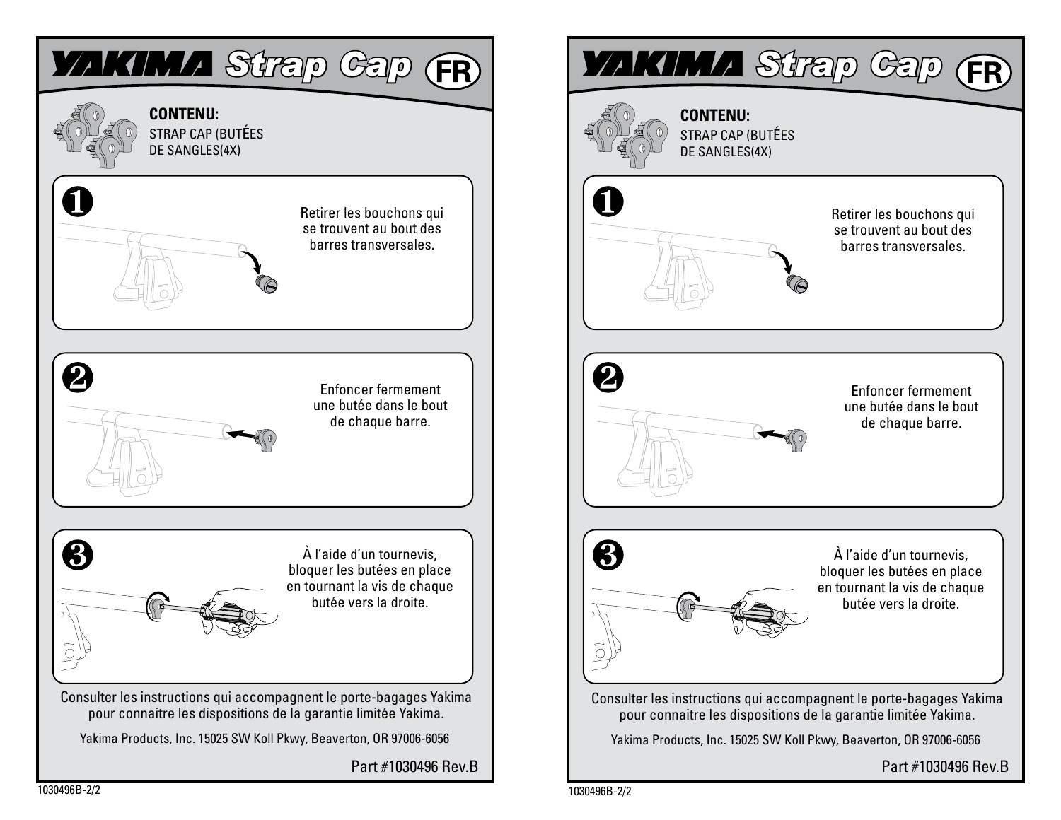# YAKIMA Strap Cap FR

**CONTENU:**
STRAP CAP (BUTÉES DE SANGLES(4X)

**1** Retirer les bouchons qui se trouvent au bout des barres transversales.

**2** Enfoncer fermement une butée dans le bout de chaque barre.

**3** À l'aide d'un tournevis, bloquer les butées en place en tournant la vis de chaque butée vers la droite.

Consulter les instructions qui accompagnent le porte-bagages Yakima pour connaitre les dispositions de la garantie limitée Yakima.

Yakima Products, Inc. 15025 SW Koll Pkwy, Beaverton, OR 97006-6056

Part #1030496 Rev.B

1030496B-2/2

# YAKIMA Strap Cap FR

**CONTENU:**
STRAP CAP (BUTÉES DE SANGLES(4X)

**1** Retirer les bouchons qui se trouvent au bout des barres transversales.

**2** Enfoncer fermement une butée dans le bout de chaque barre.

**3** À l'aide d'un tournevis, bloquer les butées en place en tournant la vis de chaque butée vers la droite.

Consulter les instructions qui accompagnent le porte-bagages Yakima pour connaitre les dispositions de la garantie limitée Yakima.

Yakima Products, Inc. 15025 SW Koll Pkwy, Beaverton, OR 97006-6056

Part #1030496 Rev.B

1030496B-2/2